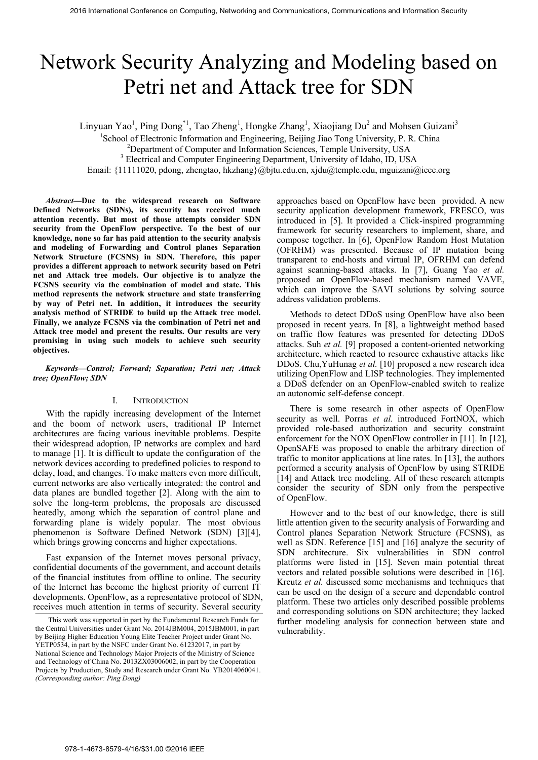# Network Security Analyzing and Modeling based on Petri net and Attack tree for SDN

Linyuan Yao[1], Ping Dong[*1], Tao Zheng[1], Hongke Zhang[1], Xiaojiang Du[2] and Mohsen Guizani[3]

[1]School of Electronic Information and Engineering, Beijing Jiao Tong University, P. R. China
[2]Department of Computer and Information Sciences, Temple University, USA
[3] Electrical and Computer Engineering Department, University of Idaho, ID, USA
Email: {11111020, pdong, zhengtao, hkzhang}@bjtu.edu.cn, xjdu@temple.edu, mguizani@ieee.org

***Abstract*—Due to the widespread research on Software Defined Networks (SDNs), its security has received much attention recently. But most of those attempts consider SDN security from the OpenFlow perspective. To the best of our knowledge, none so far has paid attention to the security analysis and modeling of Forwarding and Control planes Separation Network Structure (FCSNS) in SDN. Therefore, this paper provides a different approach to network security based on Petri net and Attack tree models. Our objective is to analyze the FCSNS security via the combination of model and state. This method represents the network structure and state transferring by way of Petri net. In addition, it introduces the security analysis method of STRIDE to build up the Attack tree model. Finally, we analyze FCSNS via the combination of Petri net and Attack tree model and present the results. Our results are very promising in using such models to achieve such security objectives.**

***Keywords—Control; Forward; Separation; Petri net; Attack tree; OpenFlow; SDN***

## I. Introduction

With the rapidly increasing development of the Internet and the boom of network users, traditional IP Internet architectures are facing various inevitable problems. Despite their widespread adoption, IP networks are complex and hard to manage [1]. It is difficult to update the configuration of the network devices according to predefined policies to respond to delay, load, and changes. To make matters even more difficult, current networks are also vertically integrated: the control and data planes are bundled together [2]. Along with the aim to solve the long-term problems, the proposals are discussed heatedly, among which the separation of control plane and forwarding plane is widely popular. The most obvious phenomenon is Software Defined Network (SDN) [3][4], which brings growing concerns and higher expectations.

Fast expansion of the Internet moves personal privacy, confidential documents of the government, and account details of the financial institutes from offline to online. The security of the Internet has become the highest priority of current IT developments. OpenFlow, as a representative protocol of SDN, receives much attention in terms of security. Several security approaches based on OpenFlow have been provided. A new security application development framework, FRESCO, was introduced in [5]. It provided a Click-inspired programming framework for security researchers to implement, share, and compose together. In [6], OpenFlow Random Host Mutation (OFRHM) was presented. Because of IP mutation being transparent to end-hosts and virtual IP, OFRHM can defend against scanning-based attacks. In [7], Guang Yao *et al.* proposed an OpenFlow-based mechanism named VAVE, which can improve the SAVI solutions by solving source address validation problems.

Methods to detect DDoS using OpenFlow have also been proposed in recent years. In [8], a lightweight method based on traffic flow features was presented for detecting DDoS attacks. Suh *et al.* [9] proposed a content-oriented networking architecture, which reacted to resource exhaustive attacks like DDoS. Chu,YuHunag *et al.* [10] proposed a new research idea utilizing OpenFlow and LISP technologies. They implemented a DDoS defender on an OpenFlow-enabled switch to realize an autonomic self-defense concept.

There is some research in other aspects of OpenFlow security as well. Porras *et al.* introduced FortNOX, which provided role-based authorization and security constraint enforcement for the NOX OpenFlow controller in [11]. In [12], OpenSAFE was proposed to enable the arbitrary direction of traffic to monitor applications at line rates. In [13], the authors performed a security analysis of OpenFlow by using STRIDE [14] and Attack tree modeling. All of these research attempts consider the security of SDN only from the perspective of OpenFlow.

However and to the best of our knowledge, there is still little attention given to the security analysis of Forwarding and Control planes Separation Network Structure (FCSNS), as well as SDN. Reference [15] and [16] analyze the security of SDN architecture. Six vulnerabilities in SDN control platforms were listed in [15]. Seven main potential threat vectors and related possible solutions were described in [16]. Kreutz *et al.* discussed some mechanisms and techniques that can be used on the design of a secure and dependable control platform. These two articles only described possible problems and corresponding solutions on SDN architecture; they lacked further modeling analysis for connection between state and vulnerability.

This work was supported in part by the Fundamental Research Funds for the Central Universities under Grant No. 2014JBM004, 2015JBM001, in part by Beijing Higher Education Young Elite Teacher Project under Grant No. YETP0534, in part by the NSFC under Grant No. 61232017, in part by National Science and Technology Major Projects of the Ministry of Science and Technology of China No. 2013ZX03006002, in part by the Cooperation Projects by Production, Study and Research under Grant No. YB2014060041. *(Corresponding author: Ping Dong)*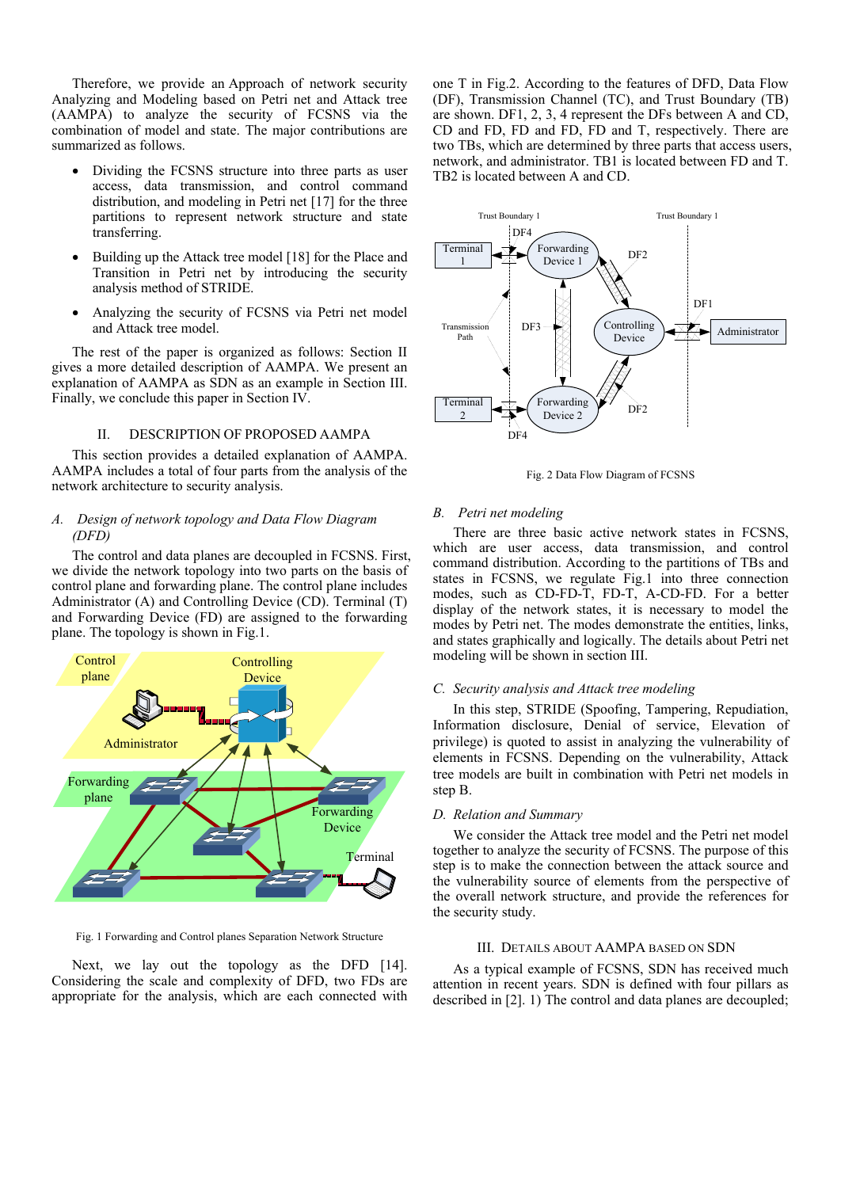Therefore, we provide an Approach of network security Analyzing and Modeling based on Petri net and Attack tree (AAMPA) to analyze the security of FCSNS via the combination of model and state. The major contributions are summarized as follows.

- Dividing the FCSNS structure into three parts as user access, data transmission, and control command distribution, and modeling in Petri net [17] for the three partitions to represent network structure and state transferring.
- Building up the Attack tree model [18] for the Place and Transition in Petri net by introducing the security analysis method of STRIDE.
- Analyzing the security of FCSNS via Petri net model and Attack tree model.

The rest of the paper is organized as follows: Section II gives a more detailed description of AAMPA. We present an explanation of AAMPA as SDN as an example in Section III. Finally, we conclude this paper in Section IV.

## II. DESCRIPTION OF PROPOSED AAMPA

This section provides a detailed explanation of AAMPA. AAMPA includes a total of four parts from the analysis of the network architecture to security analysis.

### *A. Design of network topology and Data Flow Diagram (DFD)*

The control and data planes are decoupled in FCSNS. First, we divide the network topology into two parts on the basis of control plane and forwarding plane. The control plane includes Administrator (A) and Controlling Device (CD). Terminal (T) and Forwarding Device (FD) are assigned to the forwarding plane. The topology is shown in Fig.1.

Fig. 1 Forwarding and Control planes Separation Network Structure

Next, we lay out the topology as the DFD [14]. Considering the scale and complexity of DFD, two FDs are appropriate for the analysis, which are each connected with one T in Fig.2. According to the features of DFD, Data Flow (DF), Transmission Channel (TC), and Trust Boundary (TB) are shown. DF1, 2, 3, 4 represent the DFs between A and CD, CD and FD, FD and FD, FD and T, respectively. There are two TBs, which are determined by three parts that access users, network, and administrator. TB1 is located between FD and T. TB2 is located between A and CD.

Fig. 2 Data Flow Diagram of FCSNS

### *B. Petri net modeling*

There are three basic active network states in FCSNS, which are user access, data transmission, and control command distribution. According to the partitions of TBs and states in FCSNS, we regulate Fig.1 into three connection modes, such as CD-FD-T, FD-T, A-CD-FD. For a better display of the network states, it is necessary to model the modes by Petri net. The modes demonstrate the entities, links, and states graphically and logically. The details about Petri net modeling will be shown in section III.

### *C. Security analysis and Attack tree modeling*

In this step, STRIDE (Spoofing, Tampering, Repudiation, Information disclosure, Denial of service, Elevation of privilege) is quoted to assist in analyzing the vulnerability of elements in FCSNS. Depending on the vulnerability, Attack tree models are built in combination with Petri net models in step B.

### *D. Relation and Summary*

We consider the Attack tree model and the Petri net model together to analyze the security of FCSNS. The purpose of this step is to make the connection between the attack source and the vulnerability source of elements from the perspective of the overall network structure, and provide the references for the security study.

## III. DETAILS ABOUT AAMPA BASED ON SDN

As a typical example of FCSNS, SDN has received much attention in recent years. SDN is defined with four pillars as described in [2]. 1) The control and data planes are decoupled;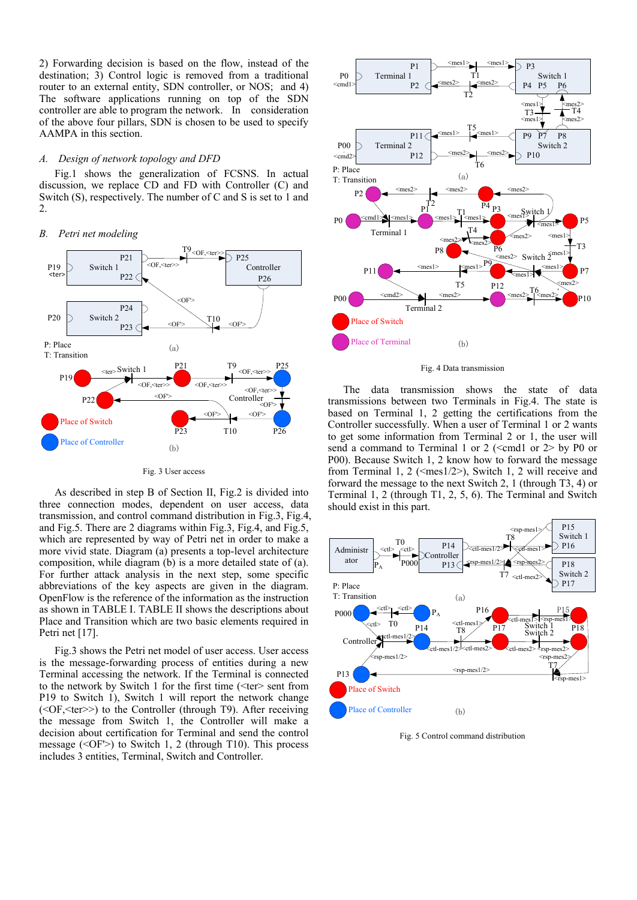2) Forwarding decision is based on the flow, instead of the destination; 3) Control logic is removed from a traditional router to an external entity, SDN controller, or NOS; and 4) The software applications running on top of the SDN controller are able to program the network. In consideration of the above four pillars, SDN is chosen to be used to specify AAMPA in this section.

### *A. Design of network topology and DFD*

Fig.1 shows the generalization of FCSNS. In actual discussion, we replace CD and FD with Controller (C) and Switch (S), respectively. The number of C and S is set to 1 and 2.

### *B. Petri net modeling*

Fig. 3 User access

As described in step B of Section II, Fig.2 is divided into three connection modes, dependent on user access, data transmission, and control command distribution in Fig.3, Fig.4, and Fig.5. There are 2 diagrams within Fig.3, Fig.4, and Fig.5, which are represented by way of Petri net in order to make a more vivid state. Diagram (a) presents a top-level architecture composition, while diagram (b) is a more detailed state of (a). For further attack analysis in the next step, some specific abbreviations of the key aspects are given in the diagram. OpenFlow is the reference of the information as the instruction as shown in TABLE I. TABLE II shows the descriptions about Place and Transition which are two basic elements required in Petri net [17].

Fig.3 shows the Petri net model of user access. User access is the message-forwarding process of entities during a new Terminal connecting the network. If the Terminal is connected to the network by Switch 1 for the first time (<ter> sent from P19 to Switch 1), Switch 1 will report the network change (<OF,<ter>>) to the Controller (through T9). After receiving the message from Switch 1, the Controller will make a decision about certification for Terminal and send the control message (<OF'>) to Switch 1, 2 (through T10). This process includes 3 entities, Terminal, Switch and Controller.

Fig. 4 Data transmission

The data transmission shows the state of data transmissions between two Terminals in Fig.4. The state is based on Terminal 1, 2 getting the certifications from the Controller successfully. When a user of Terminal 1 or 2 wants to get some information from Terminal 2 or 1, the user will send a command to Terminal 1 or 2 (<cmd1 or 2> by P0 or P00). Because Switch 1, 2 know how to forward the message from Terminal 1, 2 (<mes1/2>), Switch 1, 2 will receive and forward the message to the next Switch 2, 1 (through T3, 4) or Terminal 1, 2 (through T1, 2, 5, 6). The Terminal and Switch should exist in this part.

Fig. 5 Control command distribution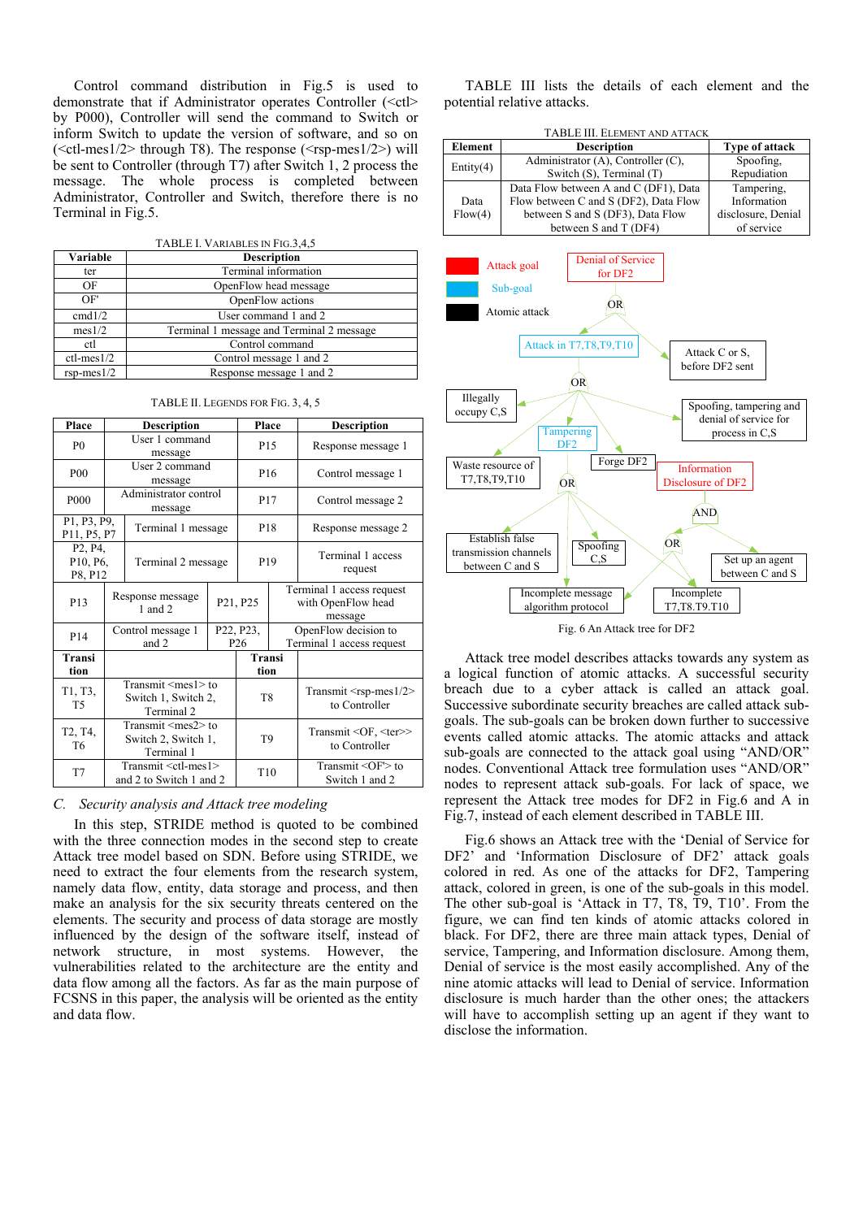Control command distribution in Fig.5 is used to demonstrate that if Administrator operates Controller (<ctl> by P000), Controller will send the command to Switch or inform Switch to update the version of software, and so on (<ctl-mes1/2> through T8). The response (<rsp-mes1/2>) will be sent to Controller (through T7) after Switch 1, 2 process the message. The whole process is completed between Administrator, Controller and Switch, therefore there is no Terminal in Fig.5.

TABLE I. VARIABLES IN FIG.3,4,5

| Variable | Description |
|---|---|
| ter | Terminal information |
| OF | OpenFlow head message |
| OF' | OpenFlow actions |
| cmd1/2 | User command 1 and 2 |
| mes1/2 | Terminal 1 message and Terminal 2 message |
| ctl | Control command |
| ctl-mes1/2 | Control message 1 and 2 |
| rsp-mes1/2 | Response message 1 and 2 |

TABLE II. LEGENDS FOR FIG. 3, 4, 5

| Place | Description | Place | Description |
|---|---|---|---|
| P0 | User 1 command message | P15 | Response message 1 |
| P00 | User 2 command message | P16 | Control message 1 |
| P000 | Administrator control message | P17 | Control message 2 |
| P1, P3, P9, P11, P5, P7 | Terminal 1 message | P18 | Response message 2 |
| P2, P4, P10, P6, P8, P12 | Terminal 2 message | P19 | Terminal 1 access request |
| P13 | Response message 1 and 2 | P21, P25 | Terminal 1 access request with OpenFlow head message |
| P14 | Control message 1 and 2 | P22, P23, P26 | OpenFlow decision to Terminal 1 access request |
| **Transition** | | **Transition** | |
| T1, T3, T5 | Transmit <mes1> to Switch 1, Switch 2, Terminal 2 | T8 | Transmit <rsp-mes1/2> to Controller |
| T2, T4, T6 | Transmit <mes2> to Switch 2, Switch 1, Terminal 1 | T9 | Transmit <OF, <ter>> to Controller |
| T7 | Transmit <ctl-mes1> and 2 to Switch 1 and 2 | T10 | Transmit <OF'> to Switch 1 and 2 |

### *C. Security analysis and Attack tree modeling*

In this step, STRIDE method is quoted to be combined with the three connection modes in the second step to create Attack tree model based on SDN. Before using STRIDE, we need to extract the four elements from the research system, namely data flow, entity, data storage and process, and then make an analysis for the six security threats centered on the elements. The security and process of data storage are mostly influenced by the design of the software itself, instead of network structure, in most systems. However, the vulnerabilities related to the architecture are the entity and data flow among all the factors. As far as the main purpose of FCSNS in this paper, the analysis will be oriented as the entity and data flow.

TABLE III lists the details of each element and the potential relative attacks.

TABLE III. ELEMENT AND ATTACK

| Element | Description | Type of attack |
|---|---|---|
| Entity(4) | Administrator (A), Controller (C), Switch (S), Terminal (T) | Spoofing, Repudiation |
| Data Flow(4) | Data Flow between A and C (DF1), Data Flow between C and S (DF2), Data Flow between S and S (DF3), Data Flow between S and T (DF4) | Tampering, Information disclosure, Denial of service |

Fig. 6 An Attack tree for DF2

Attack tree model describes attacks towards any system as a logical function of atomic attacks. A successful security breach due to a cyber attack is called an attack goal. Successive subordinate security breaches are called attack sub-goals. The sub-goals can be broken down further to successive events called atomic attacks. The atomic attacks and attack sub-goals are connected to the attack goal using "AND/OR" nodes. Conventional Attack tree formulation uses "AND/OR" nodes to represent attack sub-goals. For lack of space, we represent the Attack tree modes for DF2 in Fig.6 and A in Fig.7, instead of each element described in TABLE III.

Fig.6 shows an Attack tree with the 'Denial of Service for DF2' and 'Information Disclosure of DF2' attack goals colored in red. As one of the attacks for DF2, Tampering attack, colored in green, is one of the sub-goals in this model. The other sub-goal is 'Attack in T7, T8, T9, T10'. From the figure, we can find ten kinds of atomic attacks colored in black. For DF2, there are three main attack types, Denial of service, Tampering, and Information disclosure. Among them, Denial of service is the most easily accomplished. Any of the nine atomic attacks will lead to Denial of service. Information disclosure is much harder than the other ones; the attackers will have to accomplish setting up an agent if they want to disclose the information.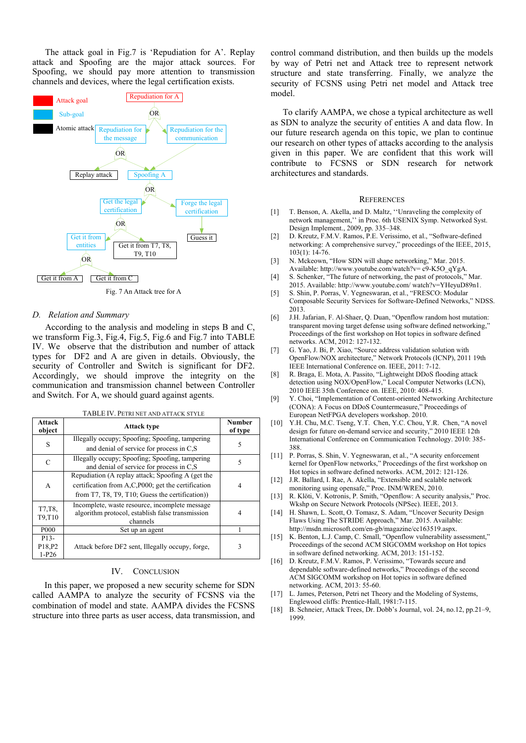The attack goal in Fig.7 is 'Repudiation for A'. Replay attack and Spoofing are the major attack sources. For Spoofing, we should pay more attention to transmission channels and devices, where the legal certification exists.

Attack goal
Sub-goal
Atomic attack
Repudiation for A
OR
Repudiation for the message
Repudiation for the communication
OR
Replay attack
Spoofing A
OR
Get the legal certification
Forge the legal certification
OR
Guess it
Get it from entities
Get it from T7, T8, T9, T10
OR
Get it from A
Get it from C

Fig. 7 An Attack tree for A

### *D. Relation and Summary*

According to the analysis and modeling in steps B and C, we transform Fig.3, Fig.4, Fig.5, Fig.6 and Fig.7 into TABLE IV. We observe that the distribution and number of attack types for DF2 and A are given in details. Obviously, the security of Controller and Switch is significant for DF2. Accordingly, we should improve the integrity on the communication and transmission channel between Controller and Switch. For A, we should guard against agents.

TABLE IV. PETRI NET AND ATTACK STYLE

| Attack object | Attack type | Number of type |
|---|---|---|
| S | Illegally occupy; Spoofing; Spoofing, tampering and denial of service for process in C,S | 5 |
| C | Illegally occupy; Spoofing; Spoofing, tampering and denial of service for process in C,S | 5 |
| A | Repudiation (A replay attack; Spoofing A (get the certification from A,C,P000; get the certification from T7, T8, T9, T10; Guess the certification)) | 4 |
| T7,T8, T9,T10 | Incomplete, waste resource, incomplete message algorithm protocol, establish false transmission channels | 4 |
| P000 | Set up an agent | 1 |
| P13-P18,P21-P26 | Attack before DF2 sent, Illegally occupy, forge, | 3 |

## IV. CONCLUSION

In this paper, we proposed a new security scheme for SDN called AAMPA to analyze the security of FCSNS via the combination of model and state. AAMPA divides the FCSNS structure into three parts as user access, data transmission, and control command distribution, and then builds up the models by way of Petri net and Attack tree to represent network structure and state transferring. Finally, we analyze the security of FCSNS using Petri net model and Attack tree model.

To clarify AAMPA, we chose a typical architecture as well as SDN to analyze the security of entities A and data flow. In our future research agenda on this topic, we plan to continue our research on other types of attacks according to the analysis given in this paper. We are confident that this work will contribute to FCSNS or SDN research for network architectures and standards.

## REFERENCES

[1] T. Benson, A. Akella, and D. Maltz, ''Unraveling the complexity of network management,'' in Proc. 6th USENIX Symp. Networked Syst. Design Implement., 2009, pp. 335–348.

[2] D. Kreutz, F.M.V. Ramos, P.E. Verissimo, et al., "Software-defined networking: A comprehensive survey," proceedings of the IEEE, 2015, 103(1): 14-76.

[3] N. Mckeown, "How SDN will shape networking," Mar. 2015. Available: http://www.youtube.com/watch?v= c9-K5O_qYgA.

[4] S. Schenker, "The future of networking, the past of protocols," Mar. 2015. Available: http://www.youtube.com/ watch?v=YHeyuD89n1.

[5] S. Shin, P. Porras, V. Yegneswaran, et al., "FRESCO: Modular Composable Security Services for Software-Defined Networks," NDSS. 2013.

[6] J.H. Jafarian, E. Al-Shaer, Q. Duan, "Openflow random host mutation: transparent moving target defense using software defined networking," Proceedings of the first workshop on Hot topics in software defined networks. ACM, 2012: 127-132.

[7] G. Yao, J. Bi, P. Xiao, "Source address validation solution with OpenFlow/NOX architecture," Network Protocols (ICNP), 2011 19th IEEE International Conference on. IEEE, 2011: 7-12.

[8] R. Braga, E. Mota, A. Passito, "Lightweight DDoS flooding attack detection using NOX/OpenFlow," Local Computer Networks (LCN), 2010 IEEE 35th Conference on. IEEE, 2010: 408-415.

[9] Y. Choi, "Implementation of Content-oriented Networking Architecture (CONA): A Focus on DDoS Countermeasure," Proceedings of European NetFPGA developers workshop. 2010.

[10] Y.H. Chu, M.C. Tseng, Y.T. Chen, Y.C. Chou, Y.R. Chen, "A novel design for future on-demand service and security," 2010 IEEE 12th International Conference on Communication Technology. 2010: 385-388.

[11] P. Porras, S. Shin, V. Yegneswaran, et al., "A security enforcement kernel for OpenFlow networks," Proceedings of the first workshop on Hot topics in software defined networks. ACM, 2012: 121-126.

[12] J.R. Ballard, I. Rae, A. Akella, "Extensible and scalable network monitoring using opensafe," Proc. INM/WREN, 2010.

[13] R. Klöti, V. Kotronis, P. Smith, "Openflow: A security analysis," Proc. Wkshp on Secure Network Protocols (NPSec). IEEE, 2013.

[14] H. Shawn, L. Scott, O. Tomasz, S. Adam, "Uncover Security Design Flaws Using The STRIDE Approach," Mar. 2015. Available: http://msdn.microsoft.com/en-gb/magazine/cc163519.aspx.

[15] K. Benton, L.J. Camp, C. Small, "Openflow vulnerability assessment," Proceedings of the second ACM SIGCOMM workshop on Hot topics in software defined networking. ACM, 2013: 151-152.

[16] D. Kreutz, F.M.V. Ramos, P. Verissimo, "Towards secure and dependable software-defined networks," Proceedings of the second ACM SIGCOMM workshop on Hot topics in software defined networking. ACM, 2013: 55-60.

[17] L. James, Peterson, Petri net Theory and the Modeling of Systems, Englewood cliffs: Prentice-Hall, 1981:7-115.

[18] B. Schneier, Attack Trees, Dr. Dobb's Journal, vol. 24, no.12, pp.21–9, 1999.